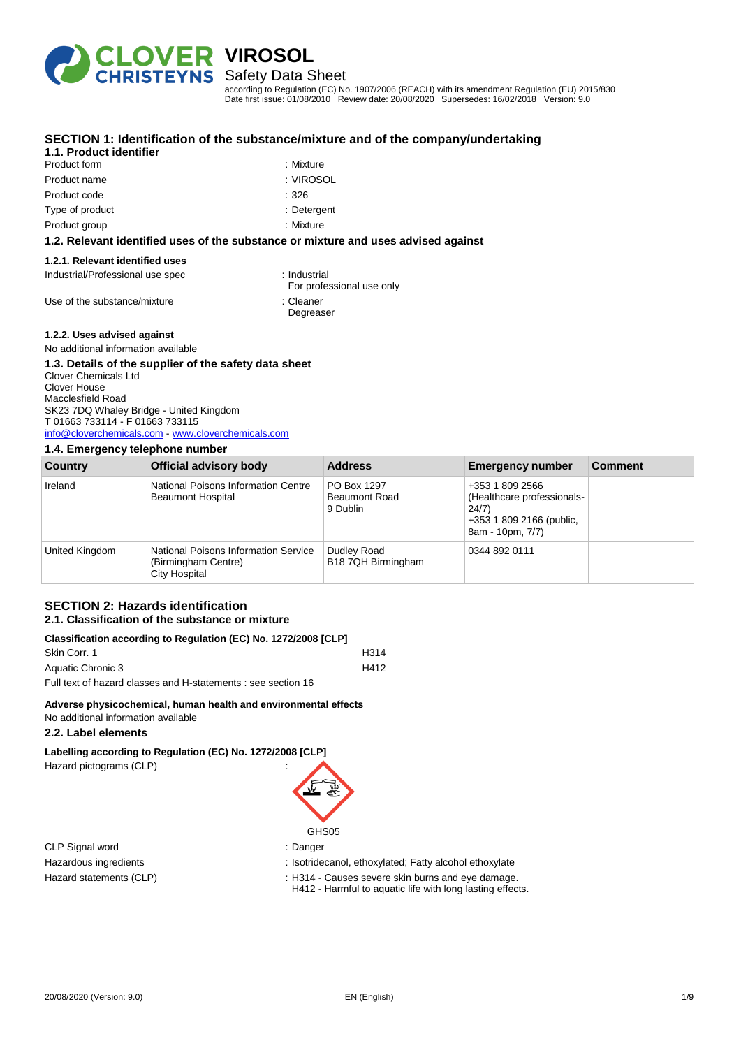# VIROSOL

## Safety Data Sheet

according to Regulation (EC) No. 1907/2006 (REACH) with its amendment Regulation (EU) 2015/830
Date first issue: 01/08/2010 Review date: 20/08/2020 Supersedes: 16/02/2018 Version: 9.0

## SECTION 1: Identification of the substance/mixture and of the company/undertaking

### 1.1. Product identifier

| | |
|---|---|
| Product form | : Mixture |
| Product name | : VIROSOL |
| Product code | : 326 |
| Type of product | : Detergent |
| Product group | : Mixture |

### 1.2. Relevant identified uses of the substance or mixture and uses advised against

#### 1.2.1. Relevant identified uses

| | |
|---|---|
| Industrial/Professional use spec | : Industrial<br>For professional use only |
| Use of the substance/mixture | : Cleaner<br>Degreaser |

#### 1.2.2. Uses advised against

No additional information available

### 1.3. Details of the supplier of the safety data sheet

Clover Chemicals Ltd
Clover House
Macclesfield Road
SK23 7DQ Whaley Bridge - United Kingdom
T 01663 733114 - F 01663 733115
info@cloverchemicals.com - www.cloverchemicals.com

### 1.4. Emergency telephone number

| Country | Official advisory body | Address | Emergency number | Comment |
|---|---|---|---|---|
| Ireland | National Poisons Information Centre Beaumont Hospital | PO Box 1297 Beaumont Road 9 Dublin | +353 1 809 2566 (Healthcare professionals-24/7) +353 1 809 2166 (public, 8am - 10pm, 7/7) | |
| United Kingdom | National Poisons Information Service (Birmingham Centre) City Hospital | Dudley Road B18 7QH Birmingham | 0344 892 0111 | |

## SECTION 2: Hazards identification

### 2.1. Classification of the substance or mixture

**Classification according to Regulation (EC) No. 1272/2008 [CLP]**

| | |
|---|---|
| Skin Corr. 1 | H314 |
| Aquatic Chronic 3 | H412 |

Full text of hazard classes and H-statements : see section 16

**Adverse physicochemical, human health and environmental effects**

No additional information available

### 2.2. Label elements

**Labelling according to Regulation (EC) No. 1272/2008 [CLP]**

Hazard pictograms (CLP) :

GHS05

| | |
|---|---|
| CLP Signal word | : Danger |
| Hazardous ingredients | : Isotridecanol, ethoxylated; Fatty alcohol ethoxylate |
| Hazard statements (CLP) | : H314 - Causes severe skin burns and eye damage.<br>H412 - Harmful to aquatic life with long lasting effects. |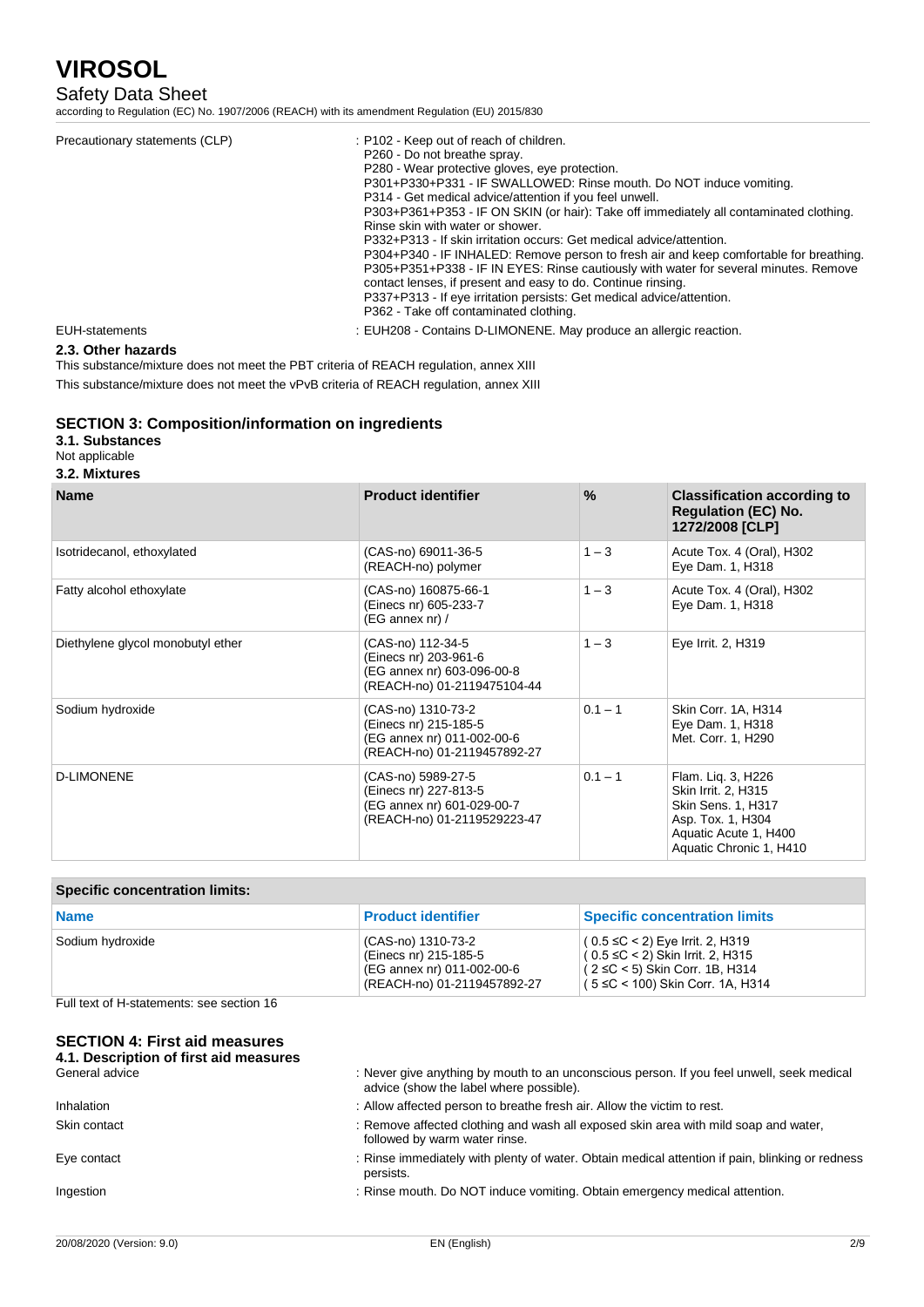| | |
|---|---|
| Precautionary statements (CLP) | : P102 - Keep out of reach of children.<br>P260 - Do not breathe spray.<br>P280 - Wear protective gloves, eye protection.<br>P301+P330+P331 - IF SWALLOWED: Rinse mouth. Do NOT induce vomiting.<br>P314 - Get medical advice/attention if you feel unwell.<br>P303+P361+P353 - IF ON SKIN (or hair): Take off immediately all contaminated clothing. Rinse skin with water or shower.<br>P332+P313 - If skin irritation occurs: Get medical advice/attention.<br>P304+P340 - IF INHALED: Remove person to fresh air and keep comfortable for breathing.<br>P305+P351+P338 - IF IN EYES: Rinse cautiously with water for several minutes. Remove contact lenses, if present and easy to do. Continue rinsing.<br>P337+P313 - If eye irritation persists: Get medical advice/attention.<br>P362 - Take off contaminated clothing. |
| EUH-statements | : EUH208 - Contains D-LIMONENE. May produce an allergic reaction. |

### 2.3. Other hazards

This substance/mixture does not meet the PBT criteria of REACH regulation, annex XIII

This substance/mixture does not meet the vPvB criteria of REACH regulation, annex XIII

## SECTION 3: Composition/information on ingredients

### 3.1. Substances

Not applicable

### 3.2. Mixtures

| Name | Product identifier | % | Classification according to Regulation (EC) No. 1272/2008 [CLP] |
|---|---|---|---|
| Isotridecanol, ethoxylated | (CAS-no) 69011-36-5<br>(REACH-no) polymer | 1 – 3 | Acute Tox. 4 (Oral), H302<br>Eye Dam. 1, H318 |
| Fatty alcohol ethoxylate | (CAS-no) 160875-66-1<br>(Einecs nr) 605-233-7<br>(EG annex nr) / | 1 – 3 | Acute Tox. 4 (Oral), H302<br>Eye Dam. 1, H318 |
| Diethylene glycol monobutyl ether | (CAS-no) 112-34-5<br>(Einecs nr) 203-961-6<br>(EG annex nr) 603-096-00-8<br>(REACH-no) 01-2119475104-44 | 1 – 3 | Eye Irrit. 2, H319 |
| Sodium hydroxide | (CAS-no) 1310-73-2<br>(Einecs nr) 215-185-5<br>(EG annex nr) 011-002-00-6<br>(REACH-no) 01-2119457892-27 | 0.1 – 1 | Skin Corr. 1A, H314<br>Eye Dam. 1, H318<br>Met. Corr. 1, H290 |
| D-LIMONENE | (CAS-no) 5989-27-5<br>(Einecs nr) 227-813-5<br>(EG annex nr) 601-029-00-7<br>(REACH-no) 01-2119529223-47 | 0.1 – 1 | Flam. Liq. 3, H226<br>Skin Irrit. 2, H315<br>Skin Sens. 1, H317<br>Asp. Tox. 1, H304<br>Aquatic Acute 1, H400<br>Aquatic Chronic 1, H410 |

| Specific concentration limits: | | |
|---|---|---|
| **Name** | **Product identifier** | **Specific concentration limits** |
| Sodium hydroxide | (CAS-no) 1310-73-2<br>(Einecs nr) 215-185-5<br>(EG annex nr) 011-002-00-6<br>(REACH-no) 01-2119457892-27 | ( 0.5 ≤C < 2) Eye Irrit. 2, H319<br>( 0.5 ≤C < 2) Skin Irrit. 2, H315<br>( 2 ≤C < 5) Skin Corr. 1B, H314<br>( 5 ≤C < 100) Skin Corr. 1A, H314 |

Full text of H-statements: see section 16

## SECTION 4: First aid measures

### 4.1. Description of first aid measures

| | |
|---|---|
| General advice | : Never give anything by mouth to an unconscious person. If you feel unwell, seek medical advice (show the label where possible). |
| Inhalation | : Allow affected person to breathe fresh air. Allow the victim to rest. |
| Skin contact | : Remove affected clothing and wash all exposed skin area with mild soap and water, followed by warm water rinse. |
| Eye contact | : Rinse immediately with plenty of water. Obtain medical attention if pain, blinking or redness persists. |
| Ingestion | : Rinse mouth. Do NOT induce vomiting. Obtain emergency medical attention. |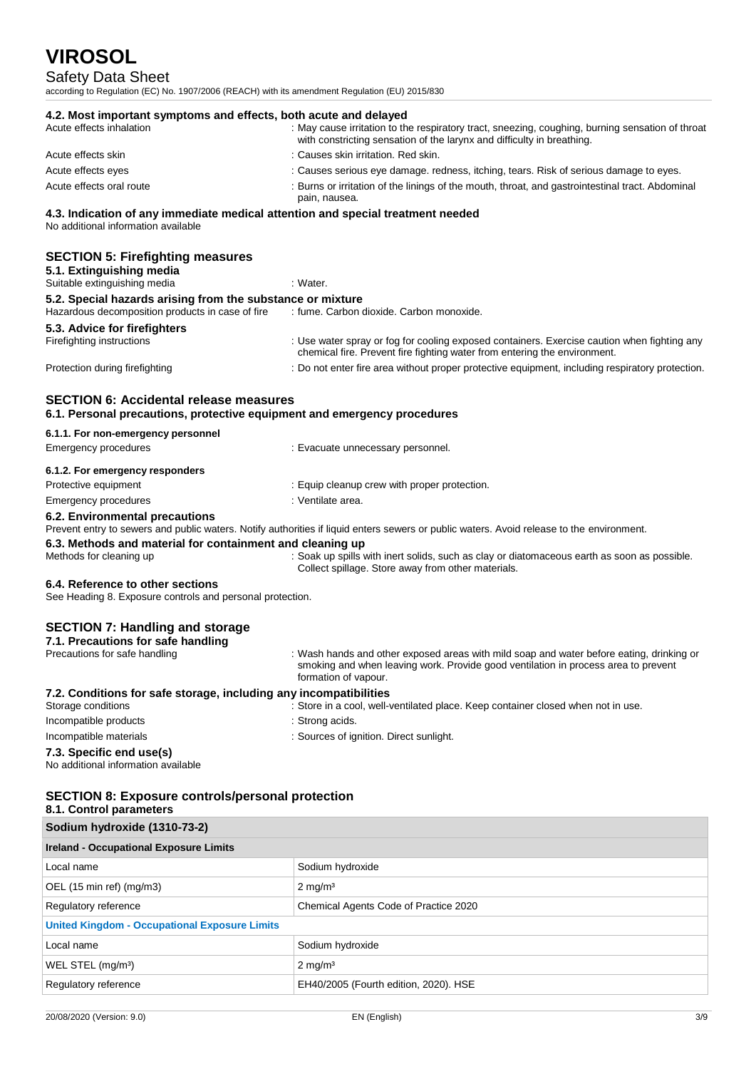#### 4.2. Most important symptoms and effects, both acute and delayed

| | |
|---|---|
| Acute effects inhalation | : May cause irritation to the respiratory tract, sneezing, coughing, burning sensation of throat with constricting sensation of the larynx and difficulty in breathing. |
| Acute effects skin | : Causes skin irritation. Red skin. |
| Acute effects eyes | : Causes serious eye damage. redness, itching, tears. Risk of serious damage to eyes. |
| Acute effects oral route | : Burns or irritation of the linings of the mouth, throat, and gastrointestinal tract. Abdominal pain, nausea. |

#### 4.3. Indication of any immediate medical attention and special treatment needed

No additional information available

## SECTION 5: Firefighting measures

#### 5.1. Extinguishing media

| | |
|---|---|
| Suitable extinguishing media | : Water. |

#### 5.2. Special hazards arising from the substance or mixture

| | |
|---|---|
| Hazardous decomposition products in case of fire | : fume. Carbon dioxide. Carbon monoxide. |

#### 5.3. Advice for firefighters

| | |
|---|---|
| Firefighting instructions | : Use water spray or fog for cooling exposed containers. Exercise caution when fighting any chemical fire. Prevent fire fighting water from entering the environment. |
| Protection during firefighting | : Do not enter fire area without proper protective equipment, including respiratory protection. |

## SECTION 6: Accidental release measures

#### 6.1. Personal precautions, protective equipment and emergency procedures

##### 6.1.1. For non-emergency personnel

| | |
|---|---|
| Emergency procedures | : Evacuate unnecessary personnel. |

##### 6.1.2. For emergency responders

| | |
|---|---|
| Protective equipment | : Equip cleanup crew with proper protection. |
| Emergency procedures | : Ventilate area. |

#### 6.2. Environmental precautions

Prevent entry to sewers and public waters. Notify authorities if liquid enters sewers or public waters. Avoid release to the environment.

#### 6.3. Methods and material for containment and cleaning up

| | |
|---|---|
| Methods for cleaning up | : Soak up spills with inert solids, such as clay or diatomaceous earth as soon as possible. Collect spillage. Store away from other materials. |

#### 6.4. Reference to other sections

See Heading 8. Exposure controls and personal protection.

## SECTION 7: Handling and storage

#### 7.1. Precautions for safe handling

| | |
|---|---|
| Precautions for safe handling | : Wash hands and other exposed areas with mild soap and water before eating, drinking or smoking and when leaving work. Provide good ventilation in process area to prevent formation of vapour. |

#### 7.2. Conditions for safe storage, including any incompatibilities

| | |
|---|---|
| Storage conditions | : Store in a cool, well-ventilated place. Keep container closed when not in use. |
| Incompatible products | : Strong acids. |
| Incompatible materials | : Sources of ignition. Direct sunlight. |

#### 7.3. Specific end use(s)

No additional information available

## SECTION 8: Exposure controls/personal protection

#### 8.1. Control parameters

| Sodium hydroxide (1310-73-2) | |
|---|---|
| **Ireland - Occupational Exposure Limits** | |
| Local name | Sodium hydroxide |
| OEL (15 min ref) (mg/m3) | 2 mg/m³ |
| Regulatory reference | Chemical Agents Code of Practice 2020 |
| **United Kingdom - Occupational Exposure Limits** | |
| Local name | Sodium hydroxide |
| WEL STEL (mg/m³) | 2 mg/m³ |
| Regulatory reference | EH40/2005 (Fourth edition, 2020). HSE |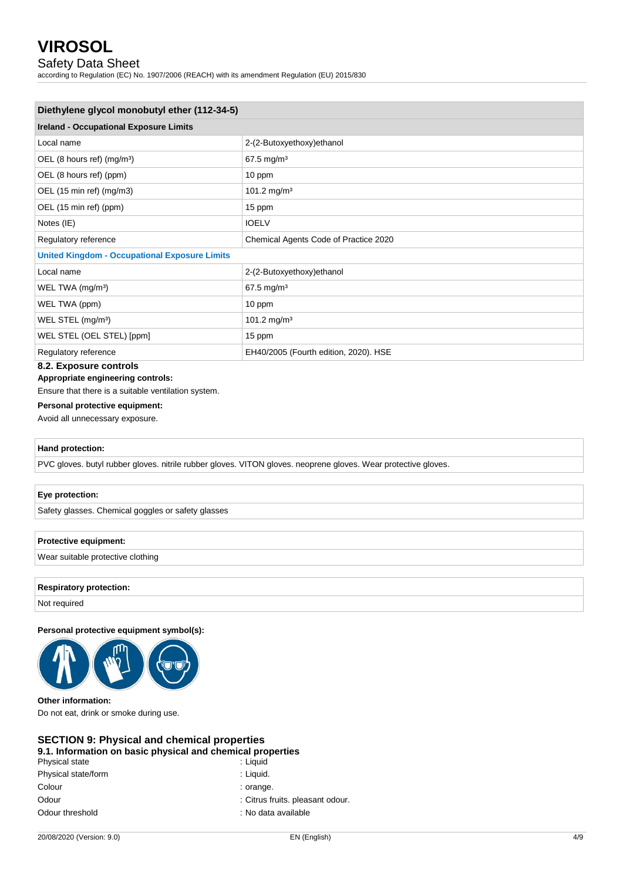| Diethylene glycol monobutyl ether (112-34-5) | |
|---|---|
| **Ireland - Occupational Exposure Limits** | |
| Local name | 2-(2-Butoxyethoxy)ethanol |
| OEL (8 hours ref) (mg/m³) | 67.5 mg/m³ |
| OEL (8 hours ref) (ppm) | 10 ppm |
| OEL (15 min ref) (mg/m3) | 101.2 mg/m³ |
| OEL (15 min ref) (ppm) | 15 ppm |
| Notes (IE) | IOELV |
| Regulatory reference | Chemical Agents Code of Practice 2020 |
| **United Kingdom - Occupational Exposure Limits** | |
| Local name | 2-(2-Butoxyethoxy)ethanol |
| WEL TWA (mg/m³) | 67.5 mg/m³ |
| WEL TWA (ppm) | 10 ppm |
| WEL STEL (mg/m³) | 101.2 mg/m³ |
| WEL STEL (OEL STEL) [ppm] | 15 ppm |
| Regulatory reference | EH40/2005 (Fourth edition, 2020). HSE |

### 8.2. Exposure controls

**Appropriate engineering controls:**

Ensure that there is a suitable ventilation system.

**Personal protective equipment:**

Avoid all unnecessary exposure.

| Hand protection: |
|---|
| PVC gloves. butyl rubber gloves. nitrile rubber gloves. VITON gloves. neoprene gloves. Wear protective gloves. |

| Eye protection: |
|---|
| Safety glasses. Chemical goggles or safety glasses |

| Protective equipment: |
|---|
| Wear suitable protective clothing |

| Respiratory protection: |
|---|
| Not required |

**Personal protective equipment symbol(s):**

**Other information:**

Do not eat, drink or smoke during use.

## SECTION 9: Physical and chemical properties

### 9.1. Information on basic physical and chemical properties

| | |
|---|---|
| Physical state | : Liquid |
| Physical state/form | : Liquid. |
| Colour | : orange. |
| Odour | : Citrus fruits. pleasant odour. |
| Odour threshold | : No data available |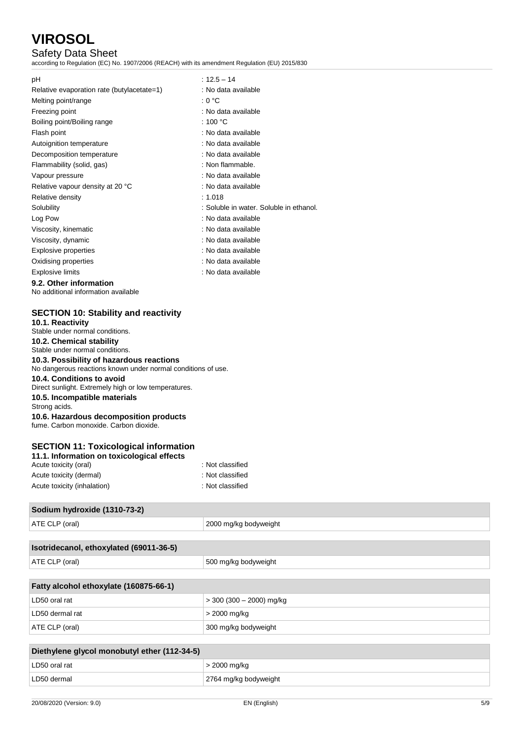| | |
|---|---|
| pH | : 12.5 – 14 |
| Relative evaporation rate (butylacetate=1) | : No data available |
| Melting point/range | : 0 °C |
| Freezing point | : No data available |
| Boiling point/Boiling range | : 100 °C |
| Flash point | : No data available |
| Autoignition temperature | : No data available |
| Decomposition temperature | : No data available |
| Flammability (solid, gas) | : Non flammable. |
| Vapour pressure | : No data available |
| Relative vapour density at 20 °C | : No data available |
| Relative density | : 1.018 |
| Solubility | : Soluble in water. Soluble in ethanol. |
| Log Pow | : No data available |
| Viscosity, kinematic | : No data available |
| Viscosity, dynamic | : No data available |
| Explosive properties | : No data available |
| Oxidising properties | : No data available |
| Explosive limits | : No data available |

### 9.2. Other information

No additional information available

## SECTION 10: Stability and reactivity

### 10.1. Reactivity

Stable under normal conditions.

### 10.2. Chemical stability

Stable under normal conditions.

### 10.3. Possibility of hazardous reactions

No dangerous reactions known under normal conditions of use.

### 10.4. Conditions to avoid

Direct sunlight. Extremely high or low temperatures.

### 10.5. Incompatible materials

Strong acids.

### 10.6. Hazardous decomposition products

fume. Carbon monoxide. Carbon dioxide.

## SECTION 11: Toxicological information

### 11.1. Information on toxicological effects

| | |
|---|---|
| Acute toxicity (oral) | : Not classified |
| Acute toxicity (dermal) | : Not classified |
| Acute toxicity (inhalation) | : Not classified |

| Sodium hydroxide (1310-73-2) | |
|---|---|
| ATE CLP (oral) | 2000 mg/kg bodyweight |

| Isotridecanol, ethoxylated (69011-36-5) | |
|---|---|
| ATE CLP (oral) | 500 mg/kg bodyweight |

| Fatty alcohol ethoxylate (160875-66-1) | |
|---|---|
| LD50 oral rat | > 300 (300 – 2000) mg/kg |
| LD50 dermal rat | > 2000 mg/kg |
| ATE CLP (oral) | 300 mg/kg bodyweight |

| Diethylene glycol monobutyl ether (112-34-5) | |
|---|---|
| LD50 oral rat | > 2000 mg/kg |
| LD50 dermal | 2764 mg/kg bodyweight |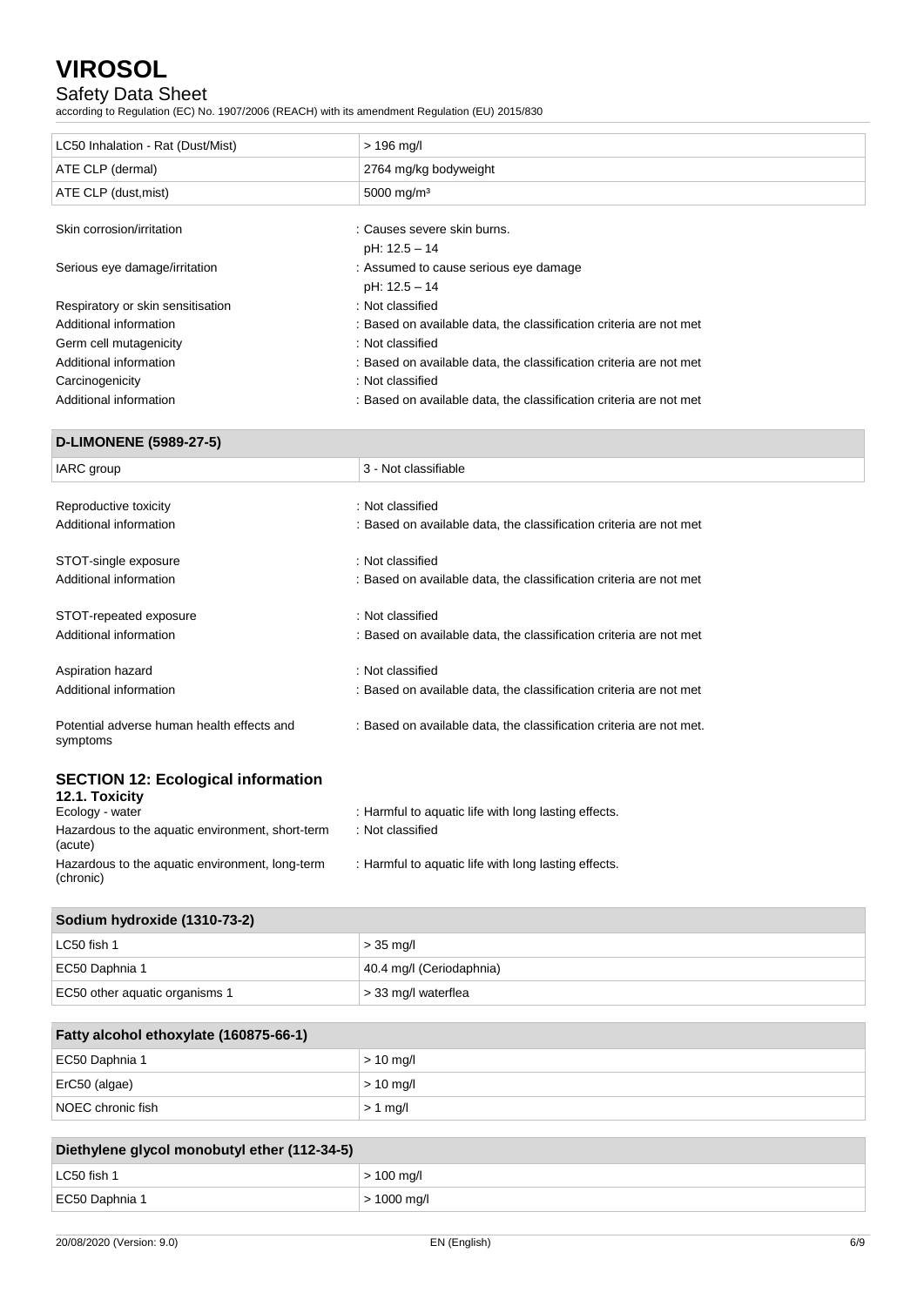| LC50 Inhalation - Rat (Dust/Mist) | > 196 mg/l |
|---|---|
| ATE CLP (dermal) | 2764 mg/kg bodyweight |
| ATE CLP (dust,mist) | 5000 mg/m³ |

Skin corrosion/irritation : Causes severe skin burns.
pH: 12.5 – 14

Serious eye damage/irritation : Assumed to cause serious eye damage
pH: 12.5 – 14

Respiratory or skin sensitisation : Not classified

Additional information : Based on available data, the classification criteria are not met

Germ cell mutagenicity : Not classified

Additional information : Based on available data, the classification criteria are not met

Carcinogenicity : Not classified

Additional information : Based on available data, the classification criteria are not met

| D-LIMONENE (5989-27-5) | |
|---|---|
| IARC group | 3 - Not classifiable |

Reproductive toxicity : Not classified

Additional information : Based on available data, the classification criteria are not met

STOT-single exposure : Not classified

Additional information : Based on available data, the classification criteria are not met

STOT-repeated exposure : Not classified

Additional information : Based on available data, the classification criteria are not met

Aspiration hazard : Not classified

Additional information : Based on available data, the classification criteria are not met

Potential adverse human health effects and symptoms : Based on available data, the classification criteria are not met.

## SECTION 12: Ecological information

### 12.1. Toxicity

Ecology - water : Harmful to aquatic life with long lasting effects.

Hazardous to the aquatic environment, short-term (acute) : Not classified

Hazardous to the aquatic environment, long-term (chronic) : Harmful to aquatic life with long lasting effects.

| Sodium hydroxide (1310-73-2) | |
|---|---|
| LC50 fish 1 | > 35 mg/l |
| EC50 Daphnia 1 | 40.4 mg/l (Ceriodaphnia) |
| EC50 other aquatic organisms 1 | > 33 mg/l waterflea |

| Fatty alcohol ethoxylate (160875-66-1) | |
|---|---|
| EC50 Daphnia 1 | > 10 mg/l |
| ErC50 (algae) | > 10 mg/l |
| NOEC chronic fish | > 1 mg/l |

| Diethylene glycol monobutyl ether (112-34-5) | |
|---|---|
| LC50 fish 1 | > 100 mg/l |
| EC50 Daphnia 1 | > 1000 mg/l |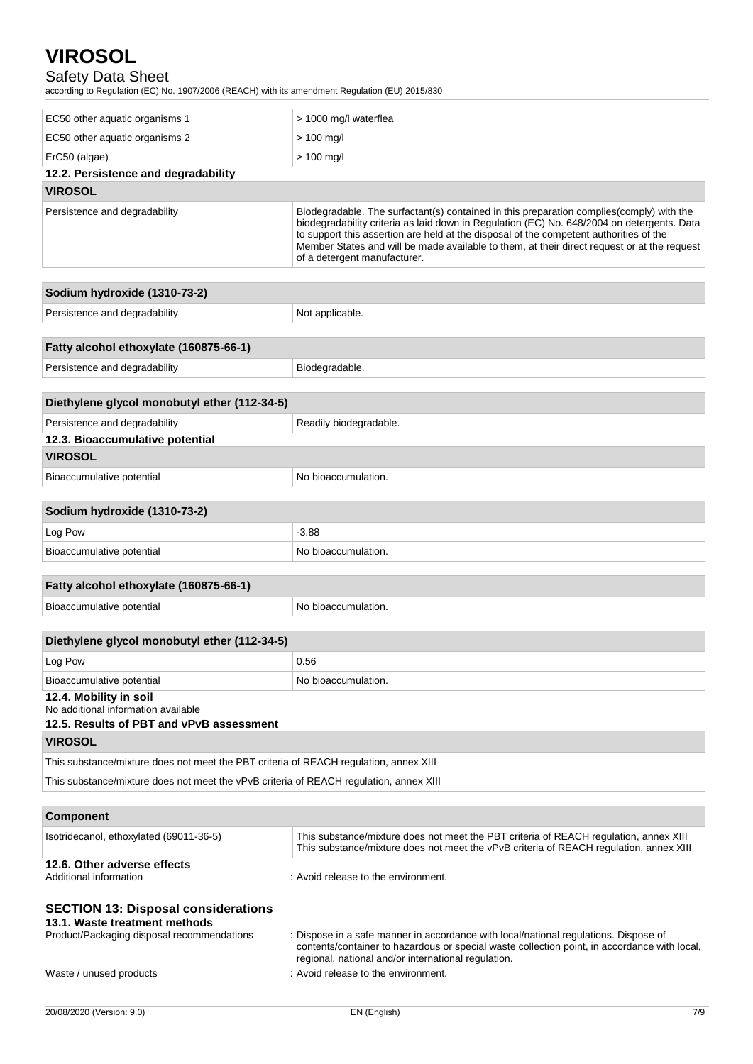| | |
|---|---|
| EC50 other aquatic organisms 1 | > 1000 mg/l waterflea |
| EC50 other aquatic organisms 2 | > 100 mg/l |
| ErC50 (algae) | > 100 mg/l |

### 12.2. Persistence and degradability

| VIROSOL | |
|---|---|
| Persistence and degradability | Biodegradable. The surfactant(s) contained in this preparation complies(comply) with the biodegradability criteria as laid down in Regulation (EC) No. 648/2004 on detergents. Data to support this assertion are held at the disposal of the competent authorities of the Member States and will be made available to them, at their direct request or at the request of a detergent manufacturer. |

| Sodium hydroxide (1310-73-2) | |
|---|---|
| Persistence and degradability | Not applicable. |

| Fatty alcohol ethoxylate (160875-66-1) | |
|---|---|
| Persistence and degradability | Biodegradable. |

| Diethylene glycol monobutyl ether (112-34-5) | |
|---|---|
| Persistence and degradability | Readily biodegradable. |

### 12.3. Bioaccumulative potential

| VIROSOL | |
|---|---|
| Bioaccumulative potential | No bioaccumulation. |

| Sodium hydroxide (1310-73-2) | |
|---|---|
| Log Pow | -3.88 |
| Bioaccumulative potential | No bioaccumulation. |

| Fatty alcohol ethoxylate (160875-66-1) | |
|---|---|
| Bioaccumulative potential | No bioaccumulation. |

| Diethylene glycol monobutyl ether (112-34-5) | |
|---|---|
| Log Pow | 0.56 |
| Bioaccumulative potential | No bioaccumulation. |

### 12.4. Mobility in soil

No additional information available

### 12.5. Results of PBT and vPvB assessment

| VIROSOL |
|---|
| This substance/mixture does not meet the PBT criteria of REACH regulation, annex XIII |
| This substance/mixture does not meet the vPvB criteria of REACH regulation, annex XIII |

| Component | |
|---|---|
| Isotridecanol, ethoxylated (69011-36-5) | This substance/mixture does not meet the PBT criteria of REACH regulation, annex XIII<br>This substance/mixture does not meet the vPvB criteria of REACH regulation, annex XIII |

### 12.6. Other adverse effects

Additional information : Avoid release to the environment.

## SECTION 13: Disposal considerations

### 13.1. Waste treatment methods

Product/Packaging disposal recommendations : Dispose in a safe manner in accordance with local/national regulations. Dispose of contents/container to hazardous or special waste collection point, in accordance with local, regional, national and/or international regulation.

Waste / unused products : Avoid release to the environment.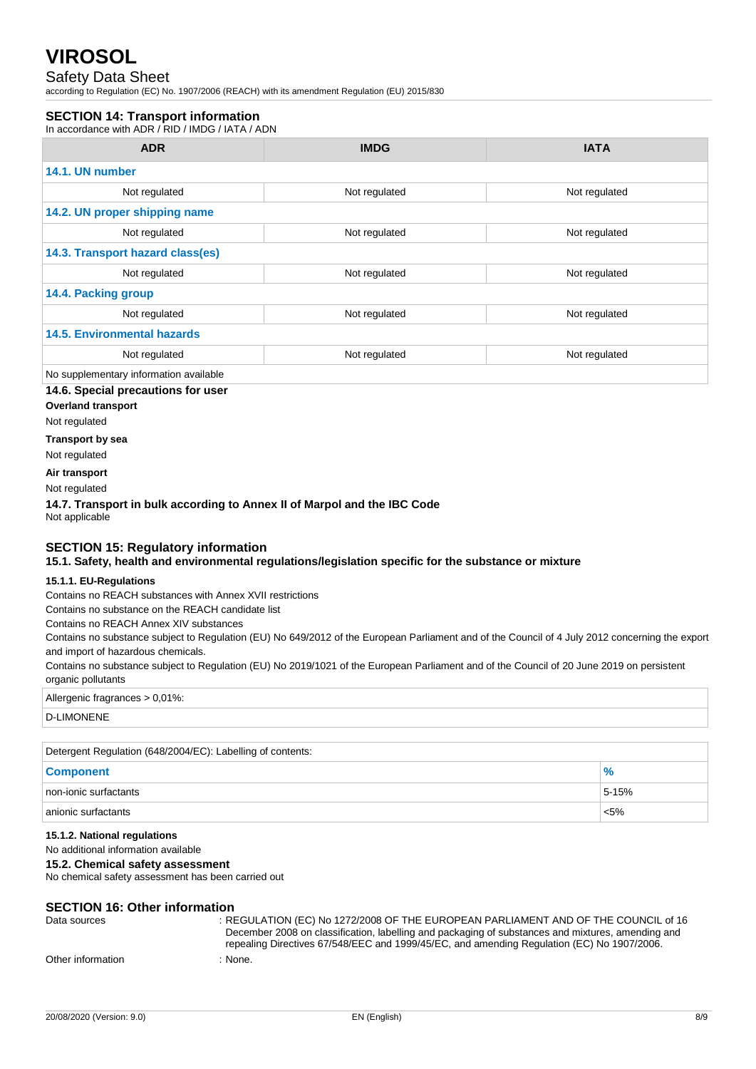## SECTION 14: Transport information

In accordance with ADR / RID / IMDG / IATA / ADN

| ADR | IMDG | IATA |
|---|---|---|
| **14.1. UN number** | | |
| Not regulated | Not regulated | Not regulated |
| **14.2. UN proper shipping name** | | |
| Not regulated | Not regulated | Not regulated |
| **14.3. Transport hazard class(es)** | | |
| Not regulated | Not regulated | Not regulated |
| **14.4. Packing group** | | |
| Not regulated | Not regulated | Not regulated |
| **14.5. Environmental hazards** | | |
| Not regulated | Not regulated | Not regulated |
| No supplementary information available | | |

### 14.6. Special precautions for user

**Overland transport**

Not regulated

**Transport by sea**

Not regulated

**Air transport**

Not regulated

### 14.7. Transport in bulk according to Annex II of Marpol and the IBC Code

Not applicable

## SECTION 15: Regulatory information

### 15.1. Safety, health and environmental regulations/legislation specific for the substance or mixture

#### 15.1.1. EU-Regulations

Contains no REACH substances with Annex XVII restrictions

Contains no substance on the REACH candidate list

Contains no REACH Annex XIV substances

Contains no substance subject to Regulation (EU) No 649/2012 of the European Parliament and of the Council of 4 July 2012 concerning the export and import of hazardous chemicals.

Contains no substance subject to Regulation (EU) No 2019/1021 of the European Parliament and of the Council of 20 June 2019 on persistent organic pollutants

| Allergenic fragrances > 0,01%: |
|---|
| D-LIMONENE |

| Detergent Regulation (648/2004/EC): Labelling of contents: | |
|---|---|
| **Component** | **%** |
| non-ionic surfactants | 5-15% |
| anionic surfactants | <5% |

#### 15.1.2. National regulations

No additional information available

### 15.2. Chemical safety assessment

No chemical safety assessment has been carried out

## SECTION 16: Other information

Data sources : REGULATION (EC) No 1272/2008 OF THE EUROPEAN PARLIAMENT AND OF THE COUNCIL of 16 December 2008 on classification, labelling and packaging of substances and mixtures, amending and repealing Directives 67/548/EEC and 1999/45/EC, and amending Regulation (EC) No 1907/2006.

Other information : None.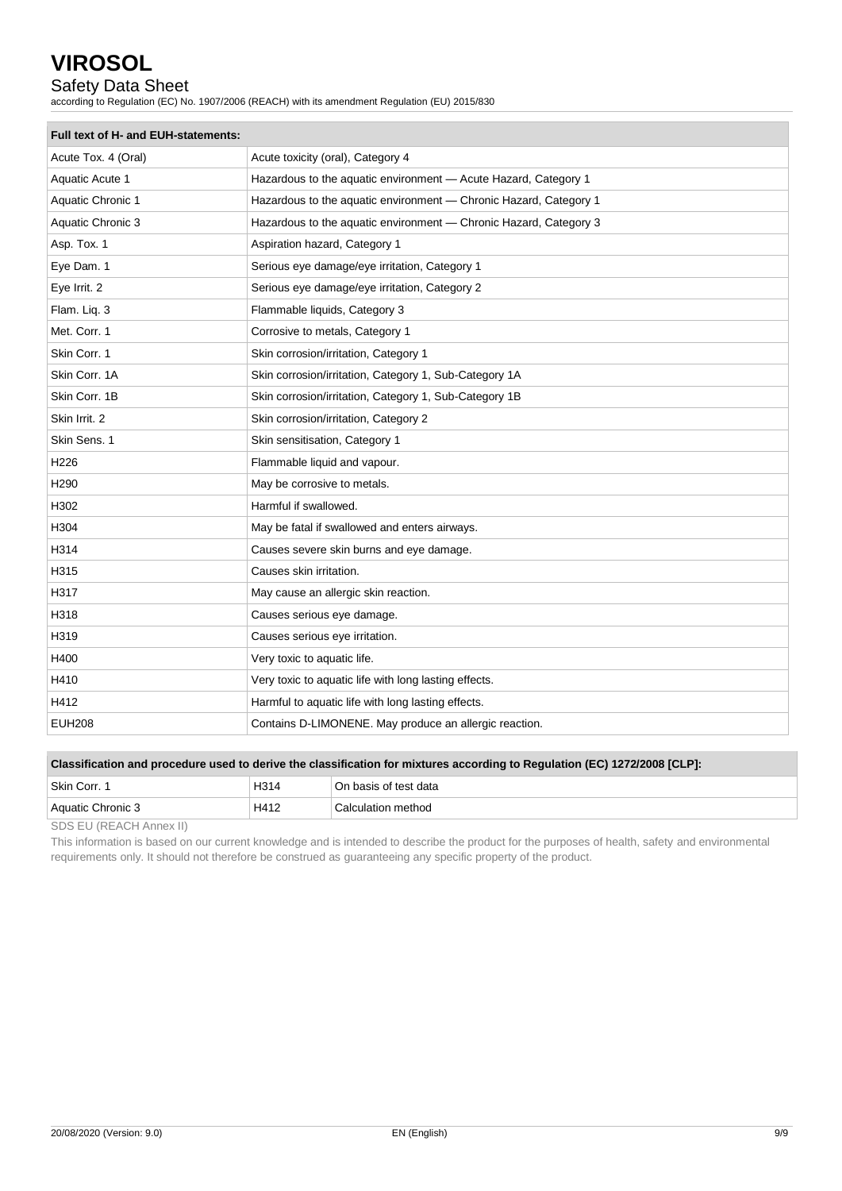| Full text of H- and EUH-statements: | |
|---|---|
| Acute Tox. 4 (Oral) | Acute toxicity (oral), Category 4 |
| Aquatic Acute 1 | Hazardous to the aquatic environment — Acute Hazard, Category 1 |
| Aquatic Chronic 1 | Hazardous to the aquatic environment — Chronic Hazard, Category 1 |
| Aquatic Chronic 3 | Hazardous to the aquatic environment — Chronic Hazard, Category 3 |
| Asp. Tox. 1 | Aspiration hazard, Category 1 |
| Eye Dam. 1 | Serious eye damage/eye irritation, Category 1 |
| Eye Irrit. 2 | Serious eye damage/eye irritation, Category 2 |
| Flam. Liq. 3 | Flammable liquids, Category 3 |
| Met. Corr. 1 | Corrosive to metals, Category 1 |
| Skin Corr. 1 | Skin corrosion/irritation, Category 1 |
| Skin Corr. 1A | Skin corrosion/irritation, Category 1, Sub-Category 1A |
| Skin Corr. 1B | Skin corrosion/irritation, Category 1, Sub-Category 1B |
| Skin Irrit. 2 | Skin corrosion/irritation, Category 2 |
| Skin Sens. 1 | Skin sensitisation, Category 1 |
| H226 | Flammable liquid and vapour. |
| H290 | May be corrosive to metals. |
| H302 | Harmful if swallowed. |
| H304 | May be fatal if swallowed and enters airways. |
| H314 | Causes severe skin burns and eye damage. |
| H315 | Causes skin irritation. |
| H317 | May cause an allergic skin reaction. |
| H318 | Causes serious eye damage. |
| H319 | Causes serious eye irritation. |
| H400 | Very toxic to aquatic life. |
| H410 | Very toxic to aquatic life with long lasting effects. |
| H412 | Harmful to aquatic life with long lasting effects. |
| EUH208 | Contains D-LIMONENE. May produce an allergic reaction. |

| Classification and procedure used to derive the classification for mixtures according to Regulation (EC) 1272/2008 [CLP]: | | |
|---|---|---|
| Skin Corr. 1 | H314 | On basis of test data |
| Aquatic Chronic 3 | H412 | Calculation method |

SDS EU (REACH Annex II)

This information is based on our current knowledge and is intended to describe the product for the purposes of health, safety and environmental requirements only. It should not therefore be construed as guaranteeing any specific property of the product.